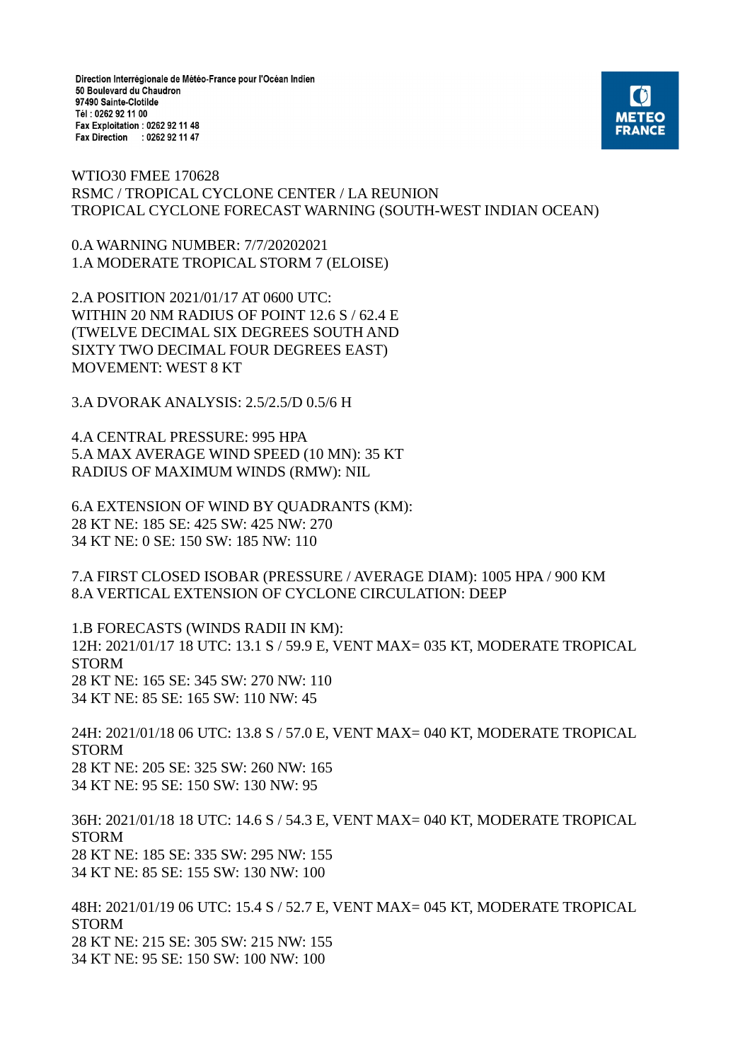Direction Interrégionale de Météo-France pour l'Océan Indien
50 Boulevard du Chaudron
97490 Sainte-Clotilde
Tél : 0262 92 11 00
Fax Exploitation : 0262 92 11 48
Fax Direction : 0262 92 11 47

METEO FRANCE

WTIO30 FMEE 170628
RSMC / TROPICAL CYCLONE CENTER / LA REUNION
TROPICAL CYCLONE FORECAST WARNING (SOUTH-WEST INDIAN OCEAN)

0.A WARNING NUMBER: 7/7/20202021
1.A MODERATE TROPICAL STORM 7 (ELOISE)

2.A POSITION 2021/01/17 AT 0600 UTC:
WITHIN 20 NM RADIUS OF POINT 12.6 S / 62.4 E
(TWELVE DECIMAL SIX DEGREES SOUTH AND
SIXTY TWO DECIMAL FOUR DEGREES EAST)
MOVEMENT: WEST 8 KT

3.A DVORAK ANALYSIS: 2.5/2.5/D 0.5/6 H

4.A CENTRAL PRESSURE: 995 HPA
5.A MAX AVERAGE WIND SPEED (10 MN): 35 KT
RADIUS OF MAXIMUM WINDS (RMW): NIL

6.A EXTENSION OF WIND BY QUADRANTS (KM):
28 KT NE: 185 SE: 425 SW: 425 NW: 270
34 KT NE: 0 SE: 150 SW: 185 NW: 110

7.A FIRST CLOSED ISOBAR (PRESSURE / AVERAGE DIAM): 1005 HPA / 900 KM
8.A VERTICAL EXTENSION OF CYCLONE CIRCULATION: DEEP

1.B FORECASTS (WINDS RADII IN KM):
12H: 2021/01/17 18 UTC: 13.1 S / 59.9 E, VENT MAX= 035 KT, MODERATE TROPICAL STORM
28 KT NE: 165 SE: 345 SW: 270 NW: 110
34 KT NE: 85 SE: 165 SW: 110 NW: 45

24H: 2021/01/18 06 UTC: 13.8 S / 57.0 E, VENT MAX= 040 KT, MODERATE TROPICAL STORM
28 KT NE: 205 SE: 325 SW: 260 NW: 165
34 KT NE: 95 SE: 150 SW: 130 NW: 95

36H: 2021/01/18 18 UTC: 14.6 S / 54.3 E, VENT MAX= 040 KT, MODERATE TROPICAL STORM
28 KT NE: 185 SE: 335 SW: 295 NW: 155
34 KT NE: 85 SE: 155 SW: 130 NW: 100

48H: 2021/01/19 06 UTC: 15.4 S / 52.7 E, VENT MAX= 045 KT, MODERATE TROPICAL STORM
28 KT NE: 215 SE: 305 SW: 215 NW: 155
34 KT NE: 95 SE: 150 SW: 100 NW: 100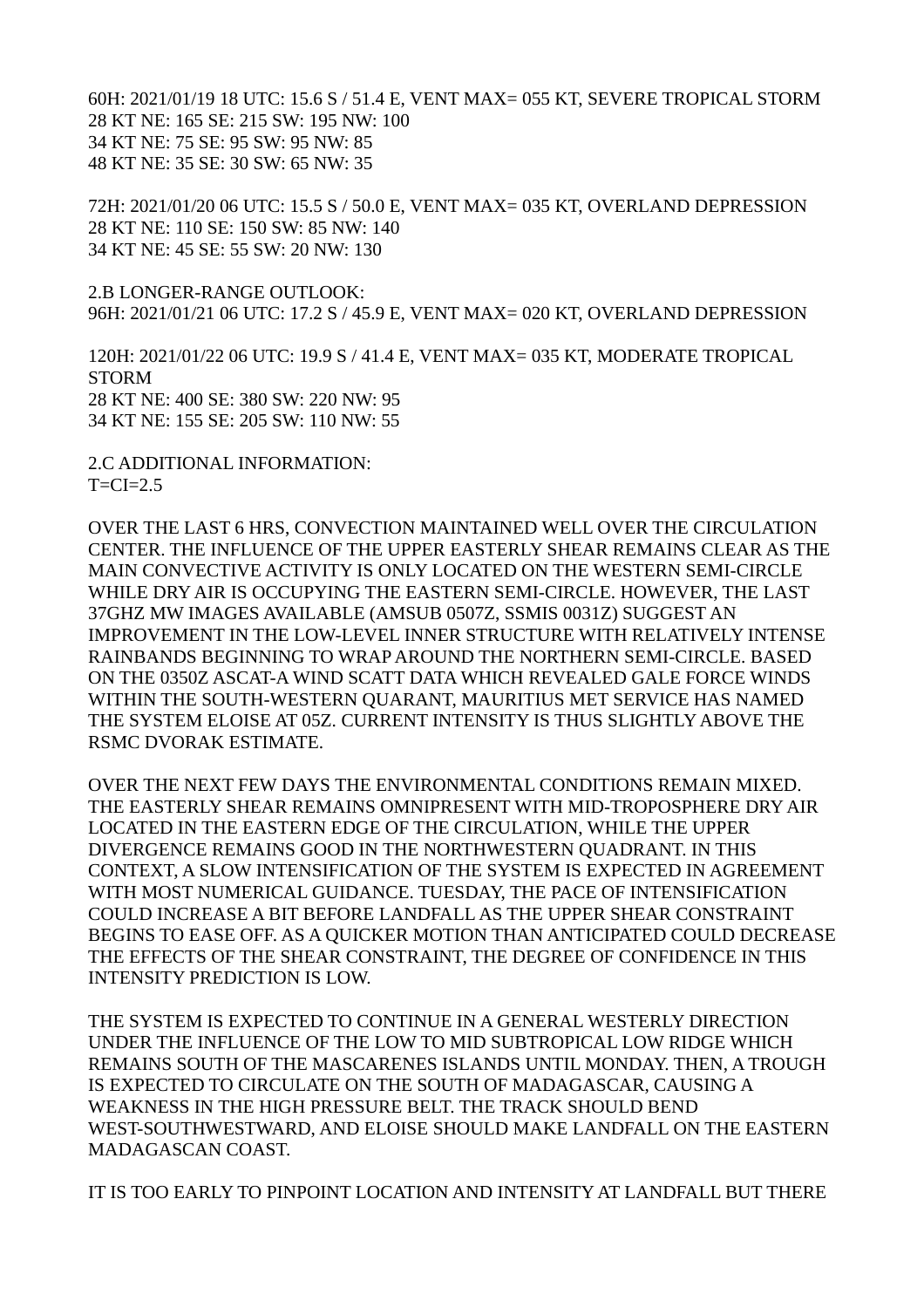60H: 2021/01/19 18 UTC: 15.6 S / 51.4 E, VENT MAX= 055 KT, SEVERE TROPICAL STORM
28 KT NE: 165 SE: 215 SW: 195 NW: 100
34 KT NE: 75 SE: 95 SW: 95 NW: 85
48 KT NE: 35 SE: 30 SW: 65 NW: 35

72H: 2021/01/20 06 UTC: 15.5 S / 50.0 E, VENT MAX= 035 KT, OVERLAND DEPRESSION
28 KT NE: 110 SE: 150 SW: 85 NW: 140
34 KT NE: 45 SE: 55 SW: 20 NW: 130

2.B LONGER-RANGE OUTLOOK:
96H: 2021/01/21 06 UTC: 17.2 S / 45.9 E, VENT MAX= 020 KT, OVERLAND DEPRESSION

120H: 2021/01/22 06 UTC: 19.9 S / 41.4 E, VENT MAX= 035 KT, MODERATE TROPICAL STORM
28 KT NE: 400 SE: 380 SW: 220 NW: 95
34 KT NE: 155 SE: 205 SW: 110 NW: 55

2.C ADDITIONAL INFORMATION:
T=CI=2.5

OVER THE LAST 6 HRS, CONVECTION MAINTAINED WELL OVER THE CIRCULATION CENTER. THE INFLUENCE OF THE UPPER EASTERLY SHEAR REMAINS CLEAR AS THE MAIN CONVECTIVE ACTIVITY IS ONLY LOCATED ON THE WESTERN SEMI-CIRCLE WHILE DRY AIR IS OCCUPYING THE EASTERN SEMI-CIRCLE. HOWEVER, THE LAST 37GHZ MW IMAGES AVAILABLE (AMSUB 0507Z, SSMIS 0031Z) SUGGEST AN IMPROVEMENT IN THE LOW-LEVEL INNER STRUCTURE WITH RELATIVELY INTENSE RAINBANDS BEGINNING TO WRAP AROUND THE NORTHERN SEMI-CIRCLE. BASED ON THE 0350Z ASCAT-A WIND SCATT DATA WHICH REVEALED GALE FORCE WINDS WITHIN THE SOUTH-WESTERN QUARANT, MAURITIUS MET SERVICE HAS NAMED THE SYSTEM ELOISE AT 05Z. CURRENT INTENSITY IS THUS SLIGHTLY ABOVE THE RSMC DVORAK ESTIMATE.

OVER THE NEXT FEW DAYS THE ENVIRONMENTAL CONDITIONS REMAIN MIXED. THE EASTERLY SHEAR REMAINS OMNIPRESENT WITH MID-TROPOSPHERE DRY AIR LOCATED IN THE EASTERN EDGE OF THE CIRCULATION, WHILE THE UPPER DIVERGENCE REMAINS GOOD IN THE NORTHWESTERN QUADRANT. IN THIS CONTEXT, A SLOW INTENSIFICATION OF THE SYSTEM IS EXPECTED IN AGREEMENT WITH MOST NUMERICAL GUIDANCE. TUESDAY, THE PACE OF INTENSIFICATION COULD INCREASE A BIT BEFORE LANDFALL AS THE UPPER SHEAR CONSTRAINT BEGINS TO EASE OFF. AS A QUICKER MOTION THAN ANTICIPATED COULD DECREASE THE EFFECTS OF THE SHEAR CONSTRAINT, THE DEGREE OF CONFIDENCE IN THIS INTENSITY PREDICTION IS LOW.

THE SYSTEM IS EXPECTED TO CONTINUE IN A GENERAL WESTERLY DIRECTION UNDER THE INFLUENCE OF THE LOW TO MID SUBTROPICAL LOW RIDGE WHICH REMAINS SOUTH OF THE MASCARENES ISLANDS UNTIL MONDAY. THEN, A TROUGH IS EXPECTED TO CIRCULATE ON THE SOUTH OF MADAGASCAR, CAUSING A WEAKNESS IN THE HIGH PRESSURE BELT. THE TRACK SHOULD BEND WEST-SOUTHWESTWARD, AND ELOISE SHOULD MAKE LANDFALL ON THE EASTERN MADAGASCAN COAST.

IT IS TOO EARLY TO PINPOINT LOCATION AND INTENSITY AT LANDFALL BUT THERE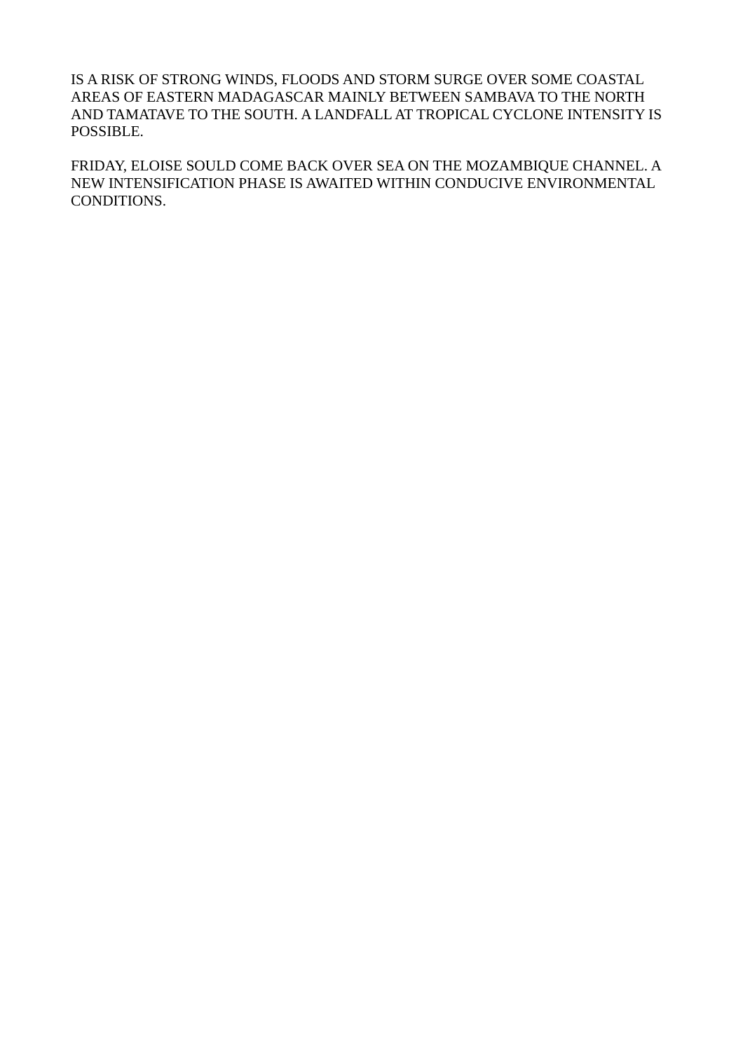IS A RISK OF STRONG WINDS, FLOODS AND STORM SURGE OVER SOME COASTAL AREAS OF EASTERN MADAGASCAR MAINLY BETWEEN SAMBAVA TO THE NORTH AND TAMATAVE TO THE SOUTH. A LANDFALL AT TROPICAL CYCLONE INTENSITY IS POSSIBLE.

FRIDAY, ELOISE SOULD COME BACK OVER SEA ON THE MOZAMBIQUE CHANNEL. A NEW INTENSIFICATION PHASE IS AWAITED WITHIN CONDUCIVE ENVIRONMENTAL CONDITIONS.